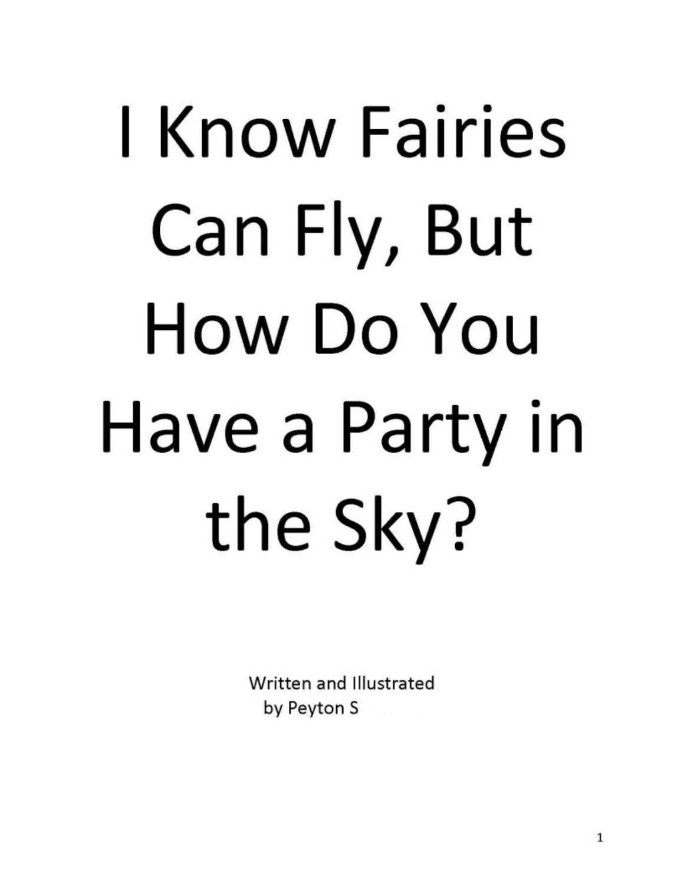# I Know Fairies Can Fly, But How Do You Have a Party in the Sky?

Written and Illustrated
by Peyton S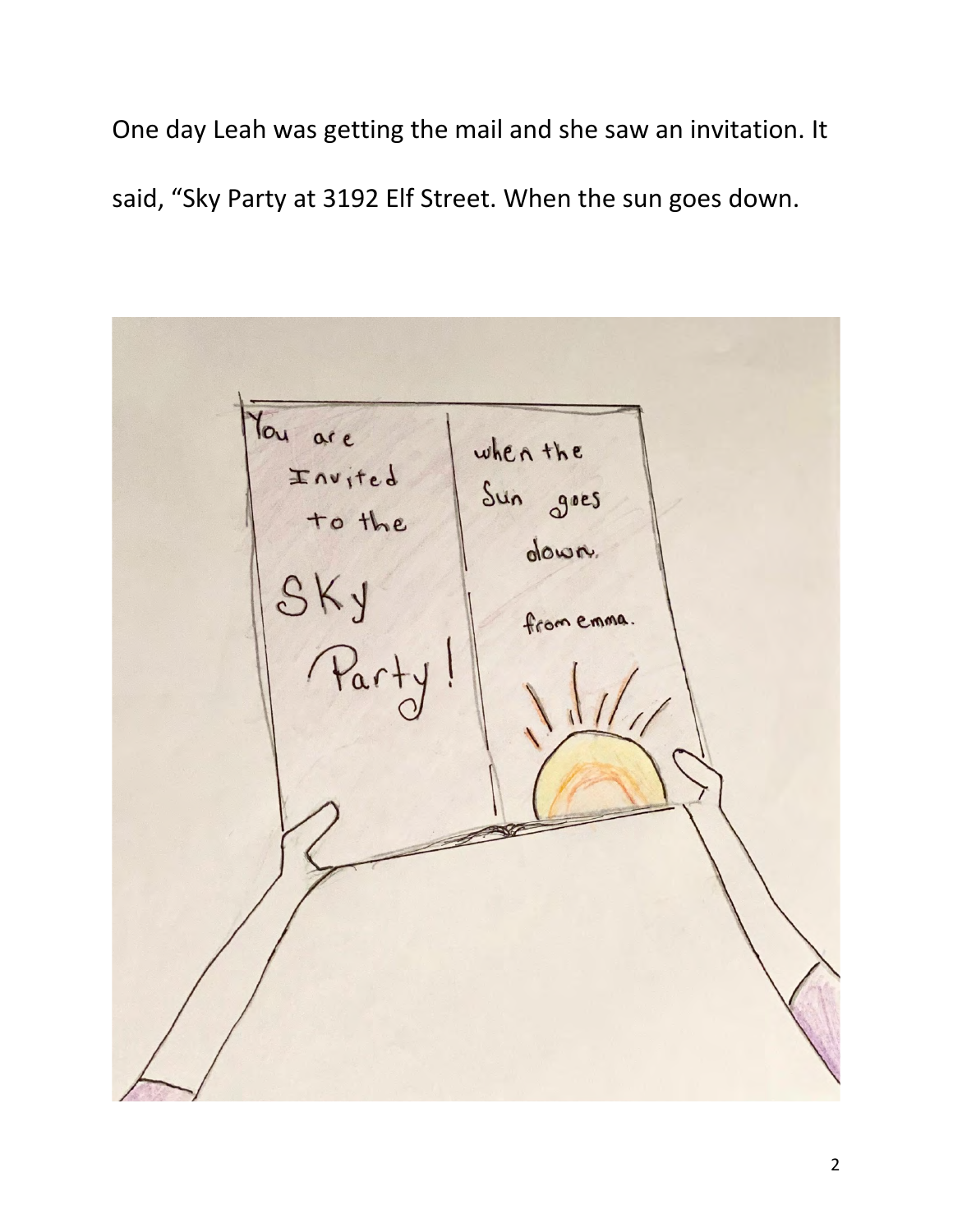One day Leah was getting the mail and she saw an invitation. It said, “Sky Party at 3192 Elf Street. When the sun goes down.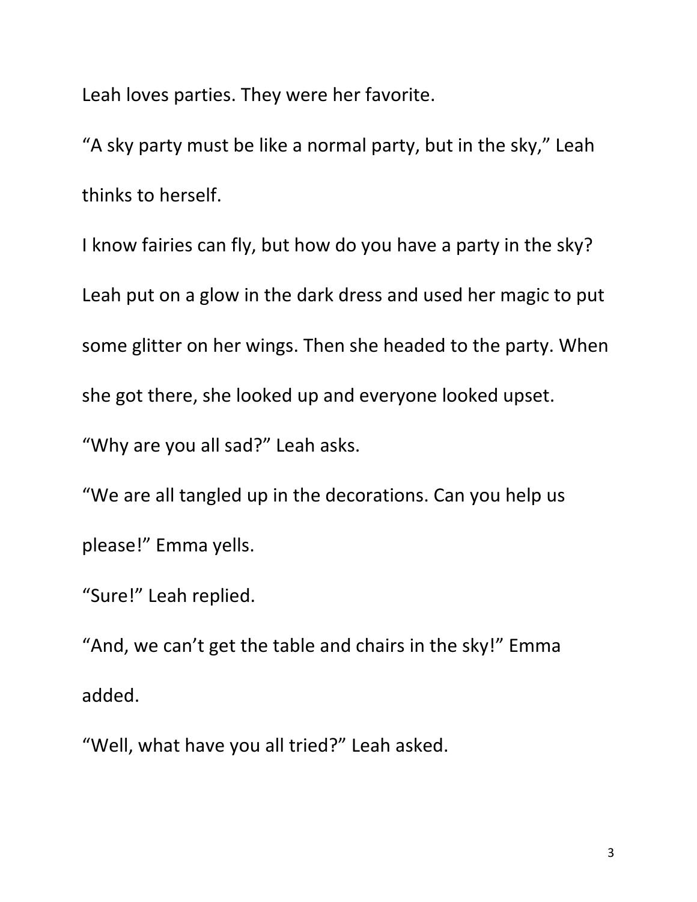Leah loves parties. They were her favorite.

“A sky party must be like a normal party, but in the sky,” Leah thinks to herself.

I know fairies can fly, but how do you have a party in the sky?

Leah put on a glow in the dark dress and used her magic to put some glitter on her wings. Then she headed to the party. When she got there, she looked up and everyone looked upset.

“Why are you all sad?” Leah asks.

“We are all tangled up in the decorations. Can you help us please!” Emma yells.

“Sure!” Leah replied.

“And, we can’t get the table and chairs in the sky!” Emma added.

“Well, what have you all tried?” Leah asked.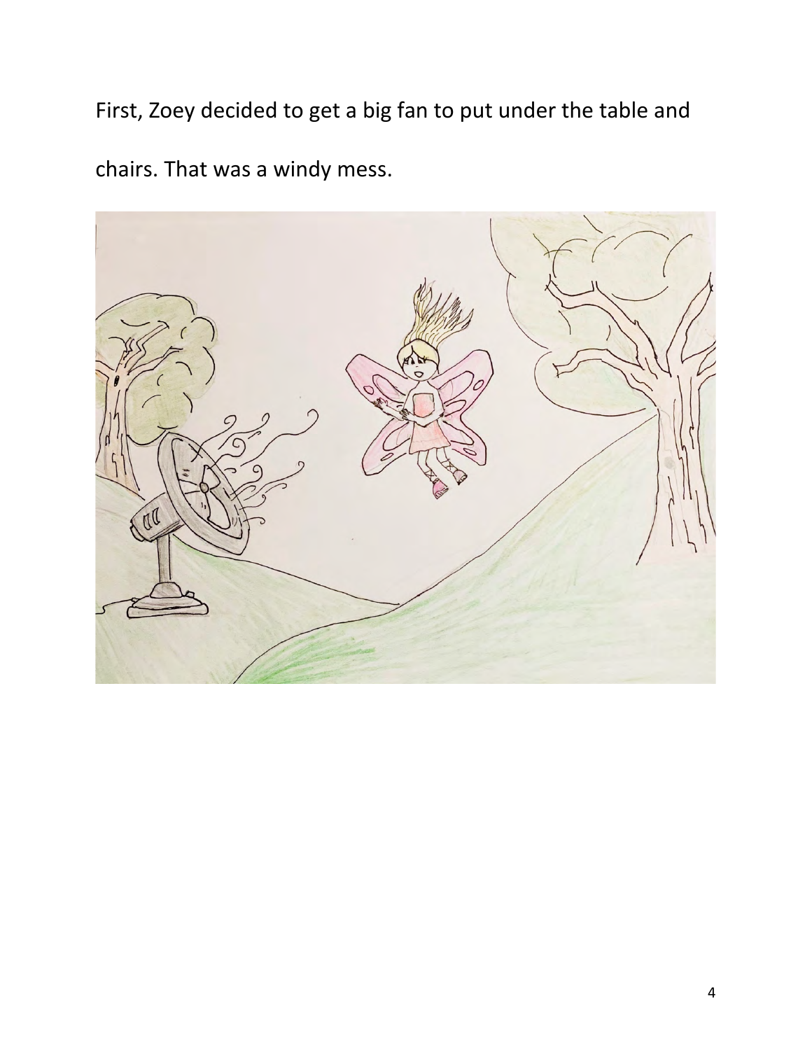First, Zoey decided to get a big fan to put under the table and chairs. That was a windy mess.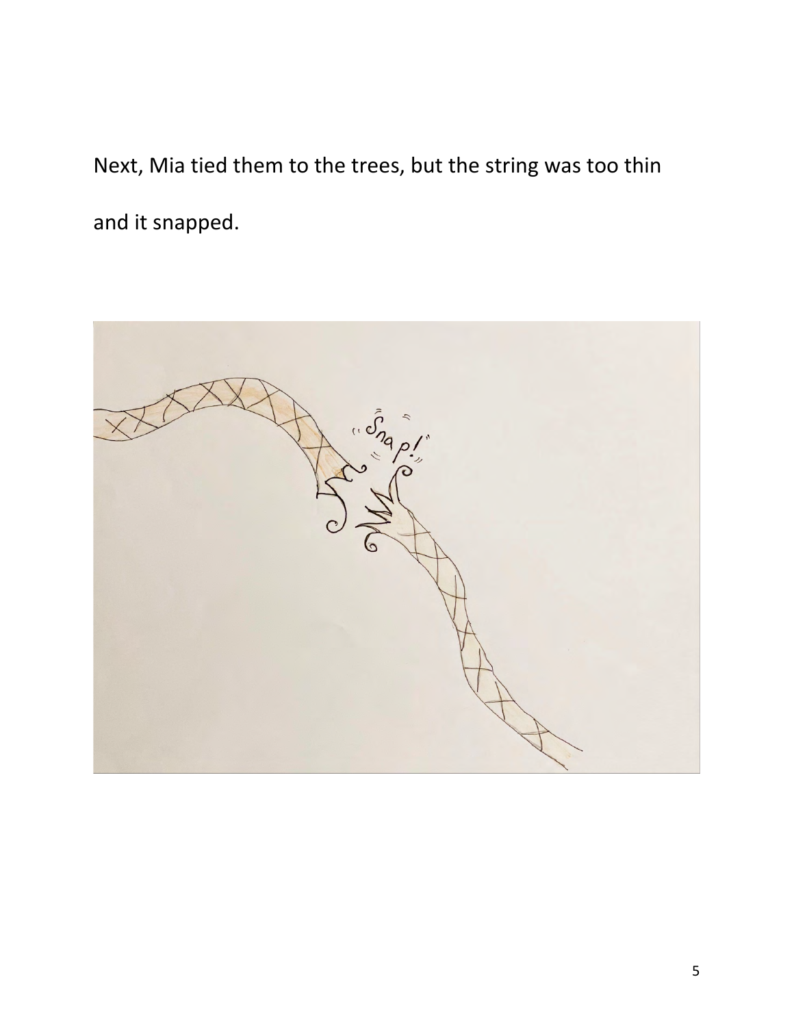Next, Mia tied them to the trees, but the string was too thin and it snapped.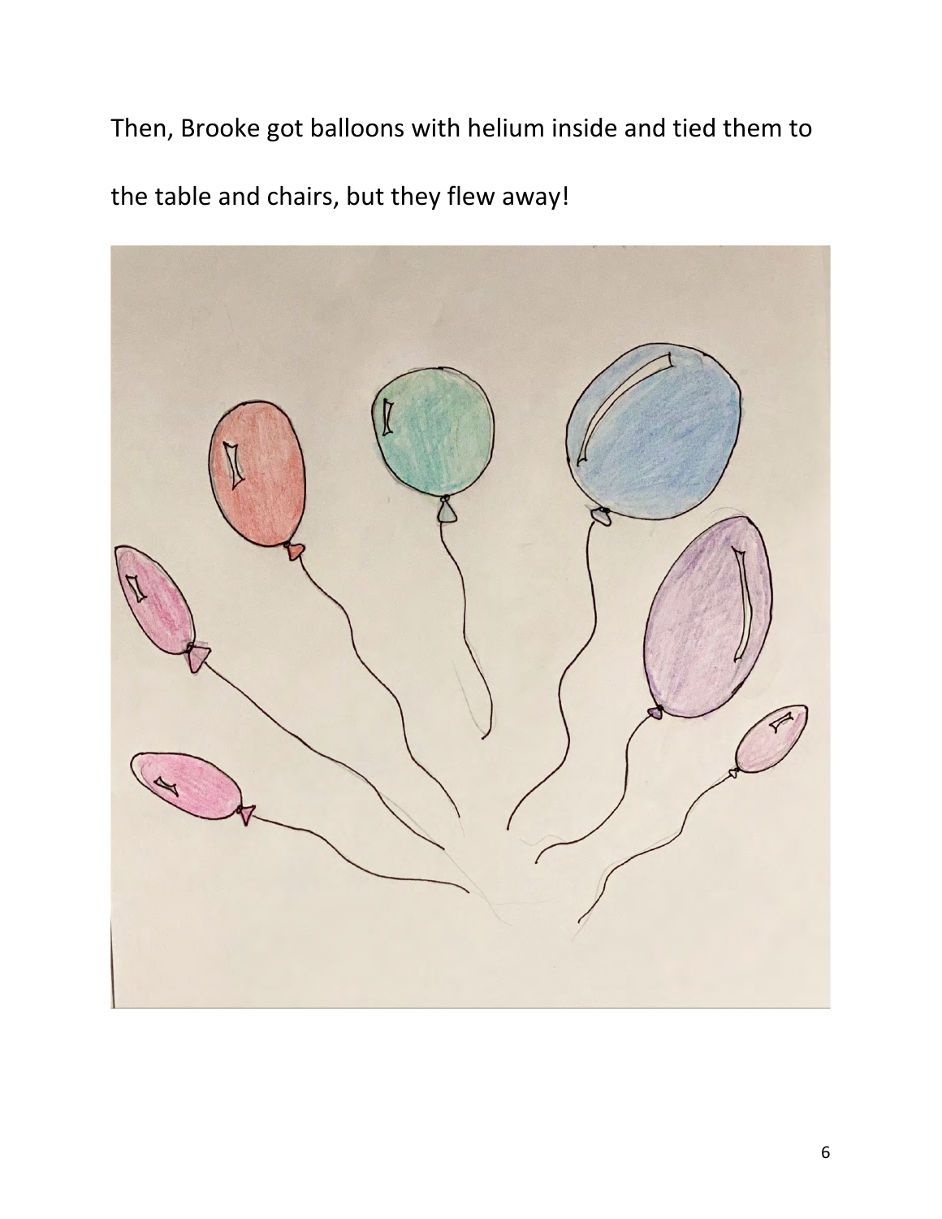Then, Brooke got balloons with helium inside and tied them to the table and chairs, but they flew away!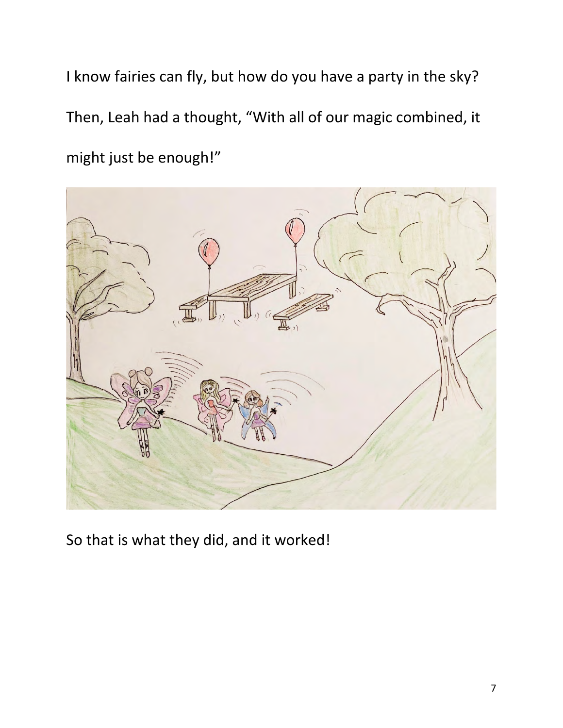I know fairies can fly, but how do you have a party in the sky?

Then, Leah had a thought, "With all of our magic combined, it might just be enough!"

So that is what they did, and it worked!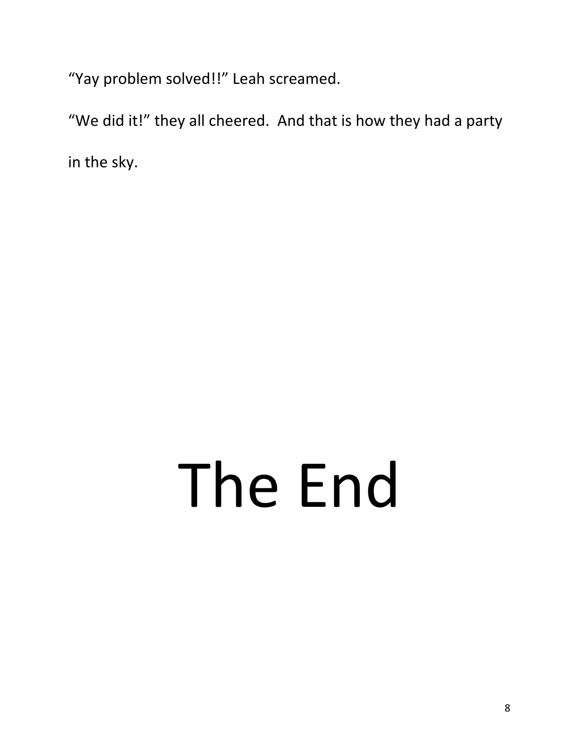"Yay problem solved!!" Leah screamed.

"We did it!" they all cheered. And that is how they had a party in the sky.

# The End